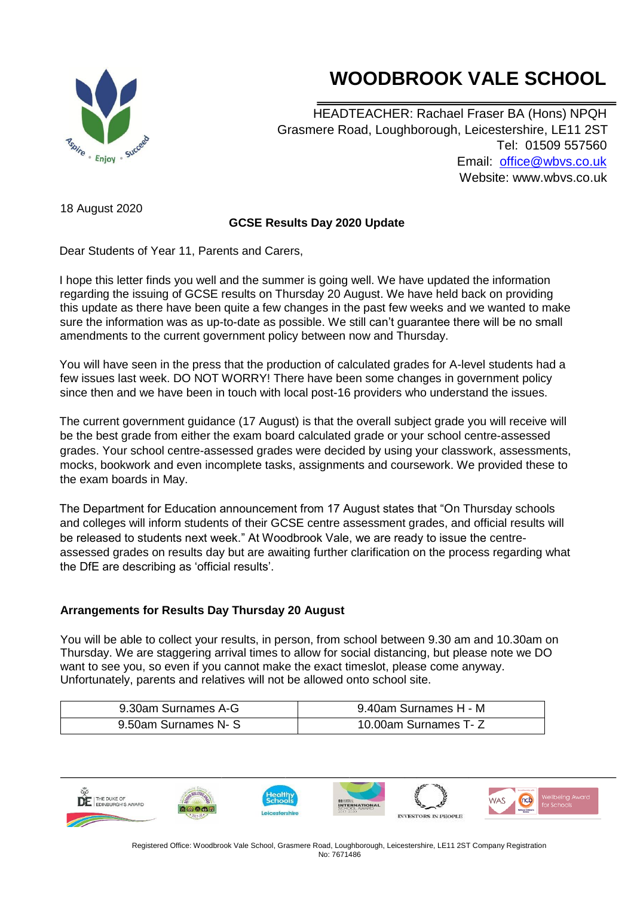# WOODBROOK VALE SCHOOL

HEADTEACHER: Rachael Fraser BA (Hons) NPQH
Grasmere Road, Loughborough, Leicestershire, LE11 2ST
Tel: 01509 557560
Email: office@wbvs.co.uk
Website: www.wbvs.co.uk

18 August 2020

**GCSE Results Day 2020 Update**

Dear Students of Year 11, Parents and Carers,

I hope this letter finds you well and the summer is going well. We have updated the information regarding the issuing of GCSE results on Thursday 20 August. We have held back on providing this update as there have been quite a few changes in the past few weeks and we wanted to make sure the information was as up-to-date as possible. We still can't guarantee there will be no small amendments to the current government policy between now and Thursday.

You will have seen in the press that the production of calculated grades for A-level students had a few issues last week. DO NOT WORRY! There have been some changes in government policy since then and we have been in touch with local post-16 providers who understand the issues.

The current government guidance (17 August) is that the overall subject grade you will receive will be the best grade from either the exam board calculated grade or your school centre-assessed grades. Your school centre-assessed grades were decided by using your classwork, assessments, mocks, bookwork and even incomplete tasks, assignments and coursework. We provided these to the exam boards in May.

The Department for Education announcement from 17 August states that "On Thursday schools and colleges will inform students of their GCSE centre assessment grades, and official results will be released to students next week." At Woodbrook Vale, we are ready to issue the centre-assessed grades on results day but are awaiting further clarification on the process regarding what the DfE are describing as 'official results'.

**Arrangements for Results Day Thursday 20 August**

You will be able to collect your results, in person, from school between 9.30 am and 10.30am on Thursday. We are staggering arrival times to allow for social distancing, but please note we DO want to see you, so even if you cannot make the exact timeslot, please come anyway. Unfortunately, parents and relatives will not be allowed onto school site.

| 9.30am Surnames A-G | 9.40am Surnames H - M |
|---|---|
| 9.50am Surnames N- S | 10.00am Surnames T- Z |

Registered Office: Woodbrook Vale School, Grasmere Road, Loughborough, Leicestershire, LE11 2ST Company Registration No: 7671486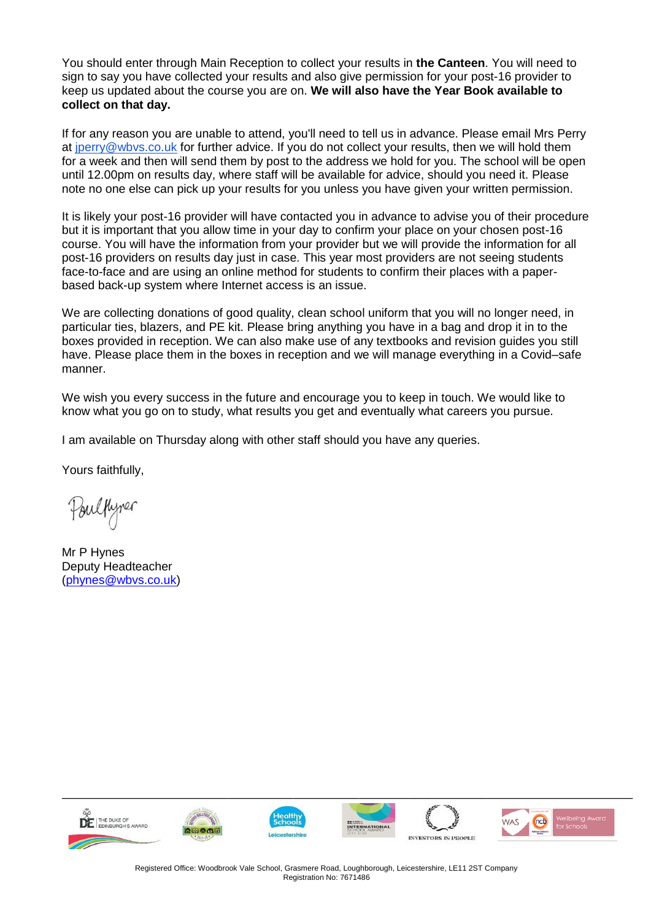You should enter through Main Reception to collect your results in **the Canteen**. You will need to sign to say you have collected your results and also give permission for your post-16 provider to keep us updated about the course you are on. **We will also have the Year Book available to collect on that day.**

If for any reason you are unable to attend, you'll need to tell us in advance. Please email Mrs Perry at jperry@wbvs.co.uk for further advice. If you do not collect your results, then we will hold them for a week and then will send them by post to the address we hold for you. The school will be open until 12.00pm on results day, where staff will be available for advice, should you need it. Please note no one else can pick up your results for you unless you have given your written permission.

It is likely your post-16 provider will have contacted you in advance to advise you of their procedure but it is important that you allow time in your day to confirm your place on your chosen post-16 course. You will have the information from your provider but we will provide the information for all post-16 providers on results day just in case. This year most providers are not seeing students face-to-face and are using an online method for students to confirm their places with a paper-based back-up system where Internet access is an issue.

We are collecting donations of good quality, clean school uniform that you will no longer need, in particular ties, blazers, and PE kit. Please bring anything you have in a bag and drop it in to the boxes provided in reception. We can also make use of any textbooks and revision guides you still have. Please place them in the boxes in reception and we will manage everything in a Covid–safe manner.

We wish you every success in the future and encourage you to keep in touch. We would like to know what you go on to study, what results you get and eventually what careers you pursue.

I am available on Thursday along with other staff should you have any queries.

Yours faithfully,

Mr P Hynes
Deputy Headteacher
(phynes@wbvs.co.uk)

Registered Office: Woodbrook Vale School, Grasmere Road, Loughborough, Leicestershire, LE11 2ST Company Registration No: 7671486